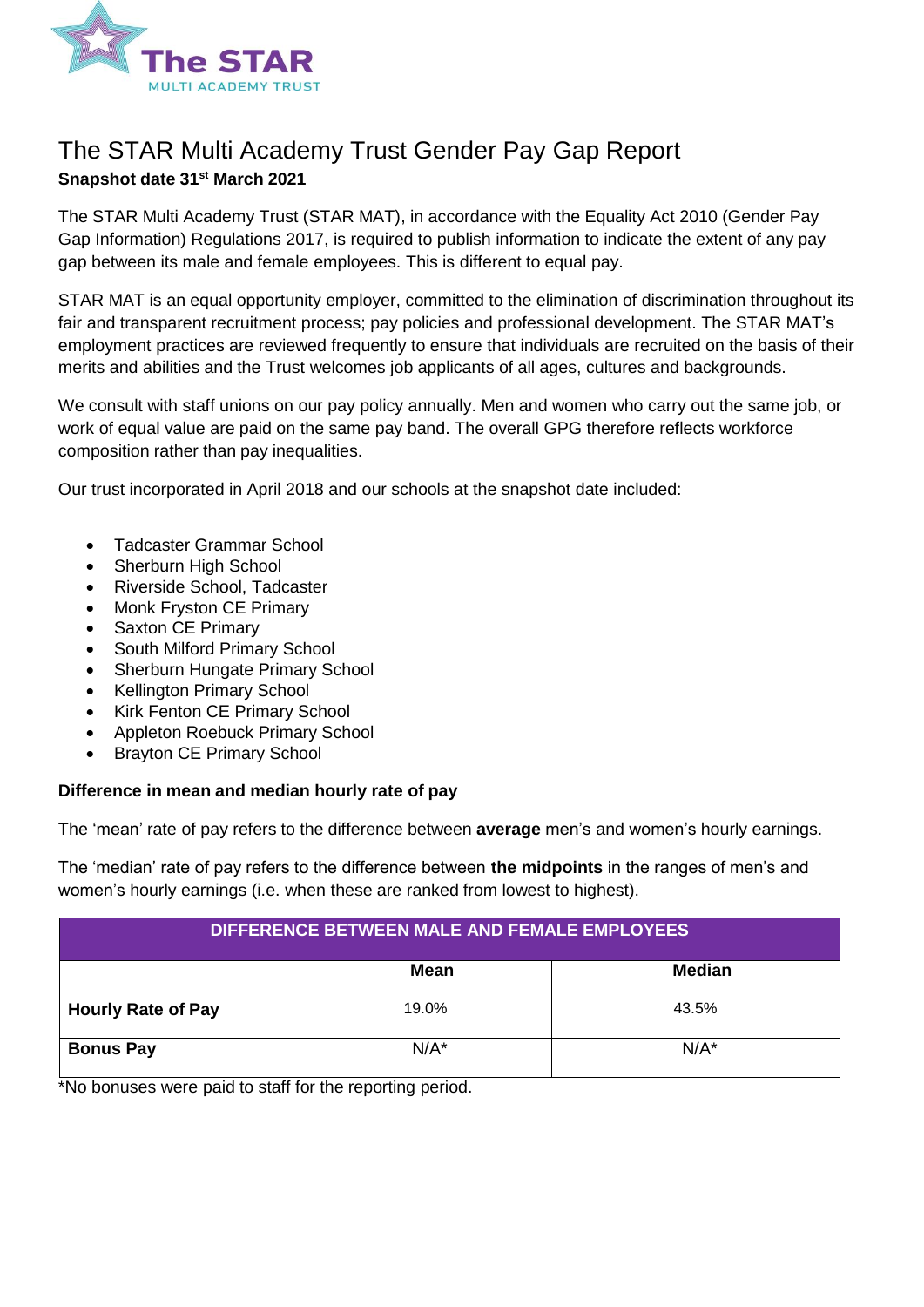The STAR MULTI ACADEMY TRUST

# The STAR Multi Academy Trust Gender Pay Gap Report

**Snapshot date 31st March 2021**

The STAR Multi Academy Trust (STAR MAT), in accordance with the Equality Act 2010 (Gender Pay Gap Information) Regulations 2017, is required to publish information to indicate the extent of any pay gap between its male and female employees. This is different to equal pay.

STAR MAT is an equal opportunity employer, committed to the elimination of discrimination throughout its fair and transparent recruitment process; pay policies and professional development. The STAR MAT's employment practices are reviewed frequently to ensure that individuals are recruited on the basis of their merits and abilities and the Trust welcomes job applicants of all ages, cultures and backgrounds.

We consult with staff unions on our pay policy annually. Men and women who carry out the same job, or work of equal value are paid on the same pay band. The overall GPG therefore reflects workforce composition rather than pay inequalities.

Our trust incorporated in April 2018 and our schools at the snapshot date included:

- Tadcaster Grammar School
- Sherburn High School
- Riverside School, Tadcaster
- Monk Fryston CE Primary
- Saxton CE Primary
- South Milford Primary School
- Sherburn Hungate Primary School
- Kellington Primary School
- Kirk Fenton CE Primary School
- Appleton Roebuck Primary School
- Brayton CE Primary School

**Difference in mean and median hourly rate of pay**

The 'mean' rate of pay refers to the difference between **average** men's and women's hourly earnings.

The 'median' rate of pay refers to the difference between **the midpoints** in the ranges of men's and women's hourly earnings (i.e. when these are ranked from lowest to highest).

| DIFFERENCE BETWEEN MALE AND FEMALE EMPLOYEES | | |
|---|---|---|
| | **Mean** | **Median** |
| **Hourly Rate of Pay** | 19.0% | 43.5% |
| **Bonus Pay** | N/A* | N/A* |

*No bonuses were paid to staff for the reporting period.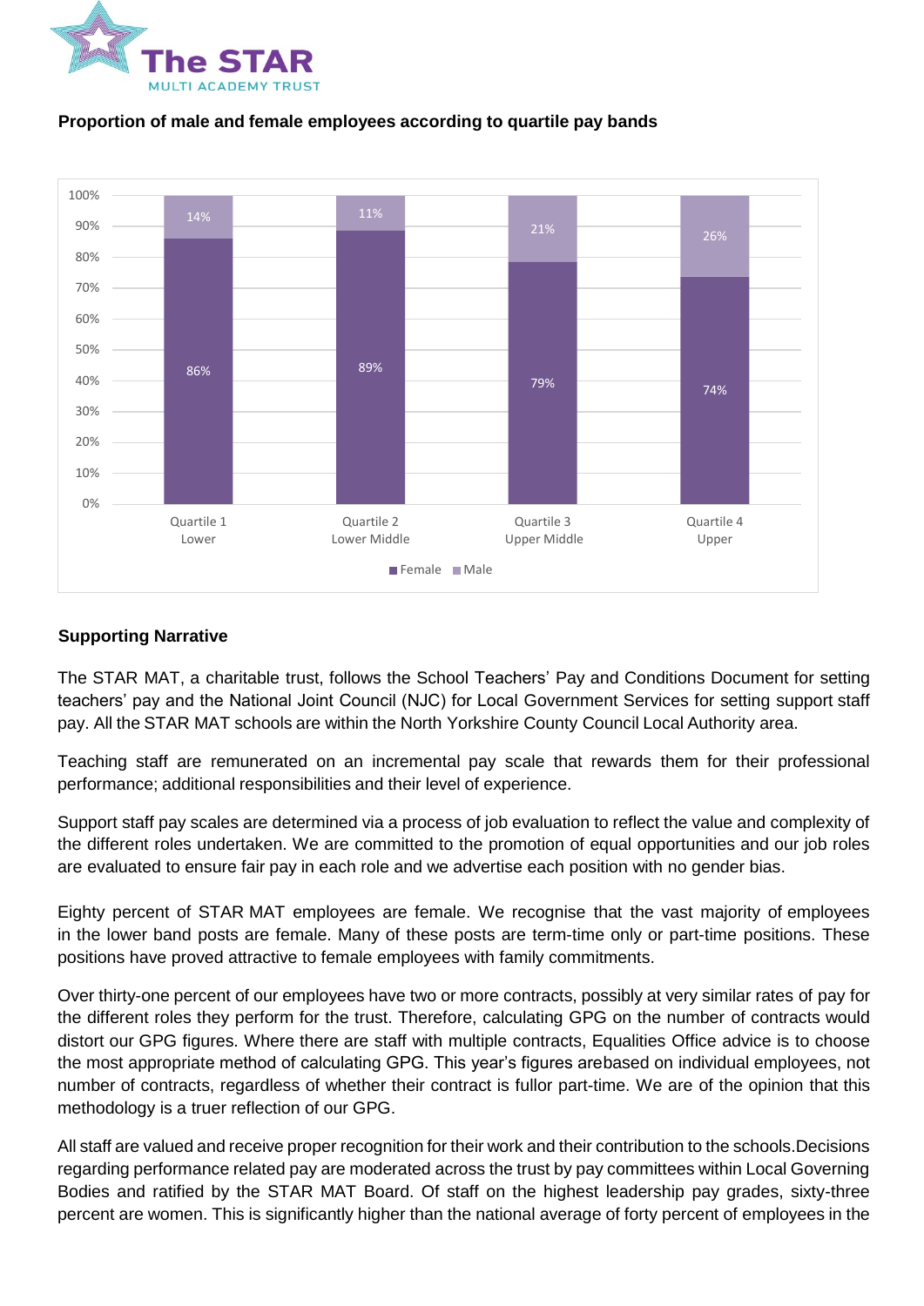**Proportion of male and female employees according to quartile pay bands**

| | Quartile 1 Lower | Quartile 2 Lower Middle | Quartile 3 Upper Middle | Quartile 4 Upper |
|---|---|---|---|---|
| Female | 86% | 89% | 79% | 74% |
| Male | 14% | 11% | 21% | 26% |

**Supporting Narrative**

The STAR MAT, a charitable trust, follows the School Teachers' Pay and Conditions Document for setting teachers' pay and the National Joint Council (NJC) for Local Government Services for setting support staff pay. All the STAR MAT schools are within the North Yorkshire County Council Local Authority area.

Teaching staff are remunerated on an incremental pay scale that rewards them for their professional performance; additional responsibilities and their level of experience.

Support staff pay scales are determined via a process of job evaluation to reflect the value and complexity of the different roles undertaken. We are committed to the promotion of equal opportunities and our job roles are evaluated to ensure fair pay in each role and we advertise each position with no gender bias.

Eighty percent of STAR MAT employees are female. We recognise that the vast majority of employees in the lower band posts are female. Many of these posts are term-time only or part-time positions. These positions have proved attractive to female employees with family commitments.

Over thirty-one percent of our employees have two or more contracts, possibly at very similar rates of pay for the different roles they perform for the trust. Therefore, calculating GPG on the number of contracts would distort our GPG figures. Where there are staff with multiple contracts, Equalities Office advice is to choose the most appropriate method of calculating GPG. This year's figures arebased on individual employees, not number of contracts, regardless of whether their contract is fullor part-time. We are of the opinion that this methodology is a truer reflection of our GPG.

All staff are valued and receive proper recognition for their work and their contribution to the schools.Decisions regarding performance related pay are moderated across the trust by pay committees within Local Governing Bodies and ratified by the STAR MAT Board. Of staff on the highest leadership pay grades, sixty-three percent are women. This is significantly higher than the national average of forty percent of employees in the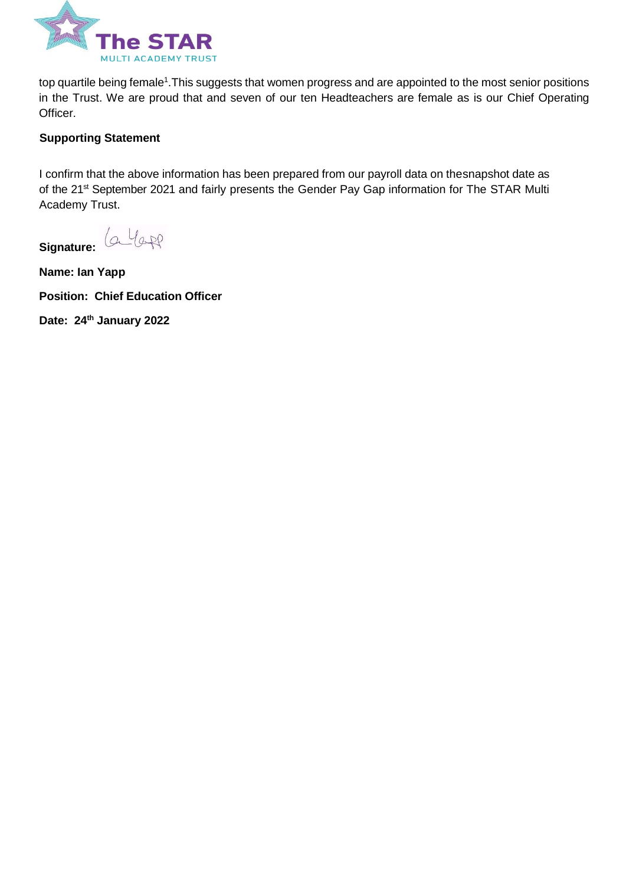top quartile being female[1].This suggests that women progress and are appointed to the most senior positions in the Trust. We are proud that and seven of our ten Headteachers are female as is our Chief Operating Officer.

**Supporting Statement**

I confirm that the above information has been prepared from our payroll data on thesnapshot date as of the 21st September 2021 and fairly presents the Gender Pay Gap information for The STAR Multi Academy Trust.

**Signature:**

**Name: Ian Yapp**

**Position: Chief Education Officer**

**Date: 24th January 2022**